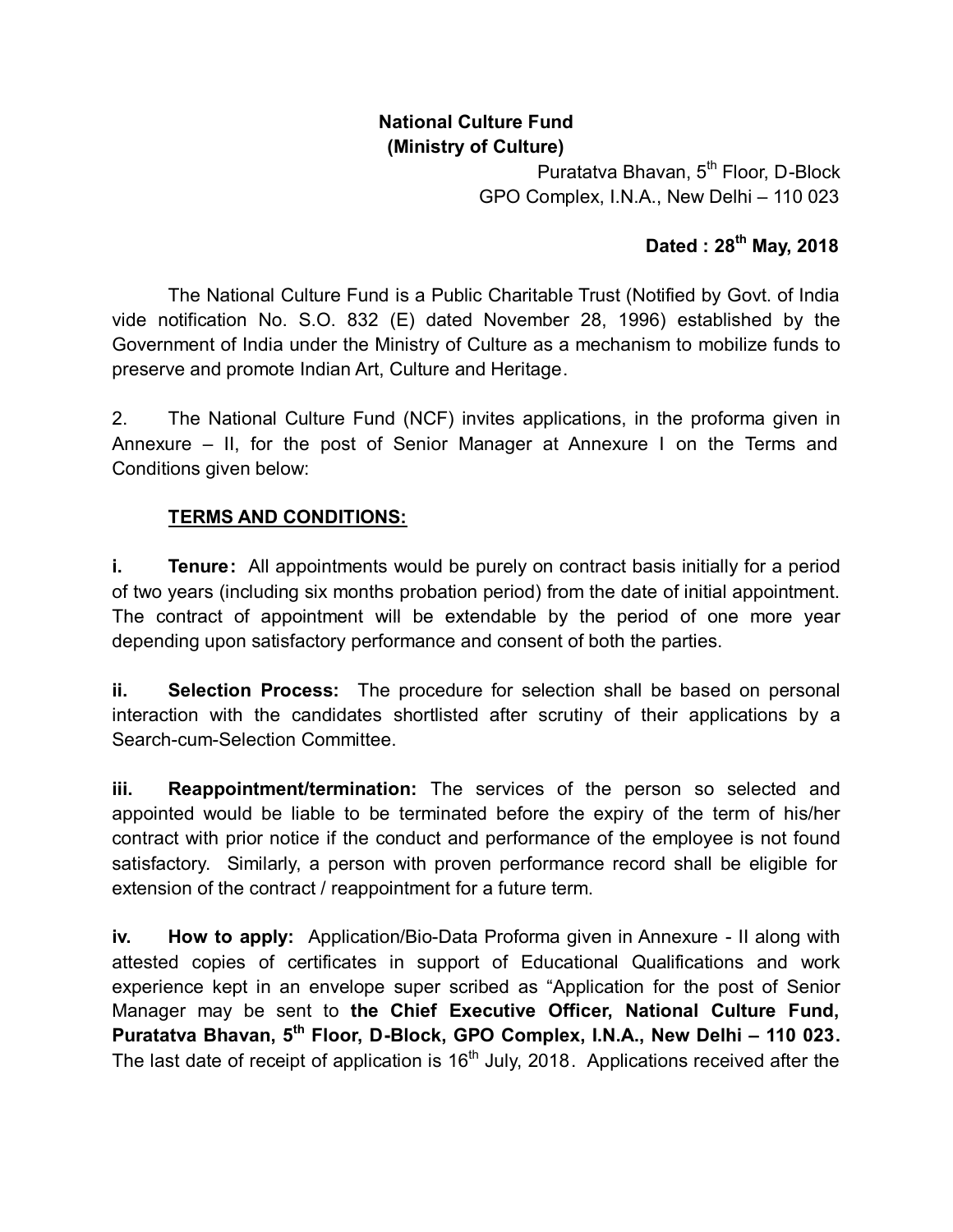**National Culture Fund**
**(Ministry of Culture)**

Puratatva Bhavan, 5th Floor, D-Block
GPO Complex, I.N.A., New Delhi – 110 023

**Dated : 28th May, 2018**

The National Culture Fund is a Public Charitable Trust (Notified by Govt. of India vide notification No. S.O. 832 (E) dated November 28, 1996) established by the Government of India under the Ministry of Culture as a mechanism to mobilize funds to preserve and promote Indian Art, Culture and Heritage.

2. The National Culture Fund (NCF) invites applications, in the proforma given in Annexure – II, for the post of Senior Manager at Annexure I on the Terms and Conditions given below:

**TERMS AND CONDITIONS:**

**i. Tenure:** All appointments would be purely on contract basis initially for a period of two years (including six months probation period) from the date of initial appointment. The contract of appointment will be extendable by the period of one more year depending upon satisfactory performance and consent of both the parties.

**ii. Selection Process:** The procedure for selection shall be based on personal interaction with the candidates shortlisted after scrutiny of their applications by a Search-cum-Selection Committee.

**iii. Reappointment/termination:** The services of the person so selected and appointed would be liable to be terminated before the expiry of the term of his/her contract with prior notice if the conduct and performance of the employee is not found satisfactory. Similarly, a person with proven performance record shall be eligible for extension of the contract / reappointment for a future term.

**iv. How to apply:** Application/Bio-Data Proforma given in Annexure - II along with attested copies of certificates in support of Educational Qualifications and work experience kept in an envelope super scribed as "Application for the post of Senior Manager may be sent to **the Chief Executive Officer, National Culture Fund, Puratatva Bhavan, 5th Floor, D-Block, GPO Complex, I.N.A., New Delhi – 110 023.** The last date of receipt of application is 16th July, 2018. Applications received after the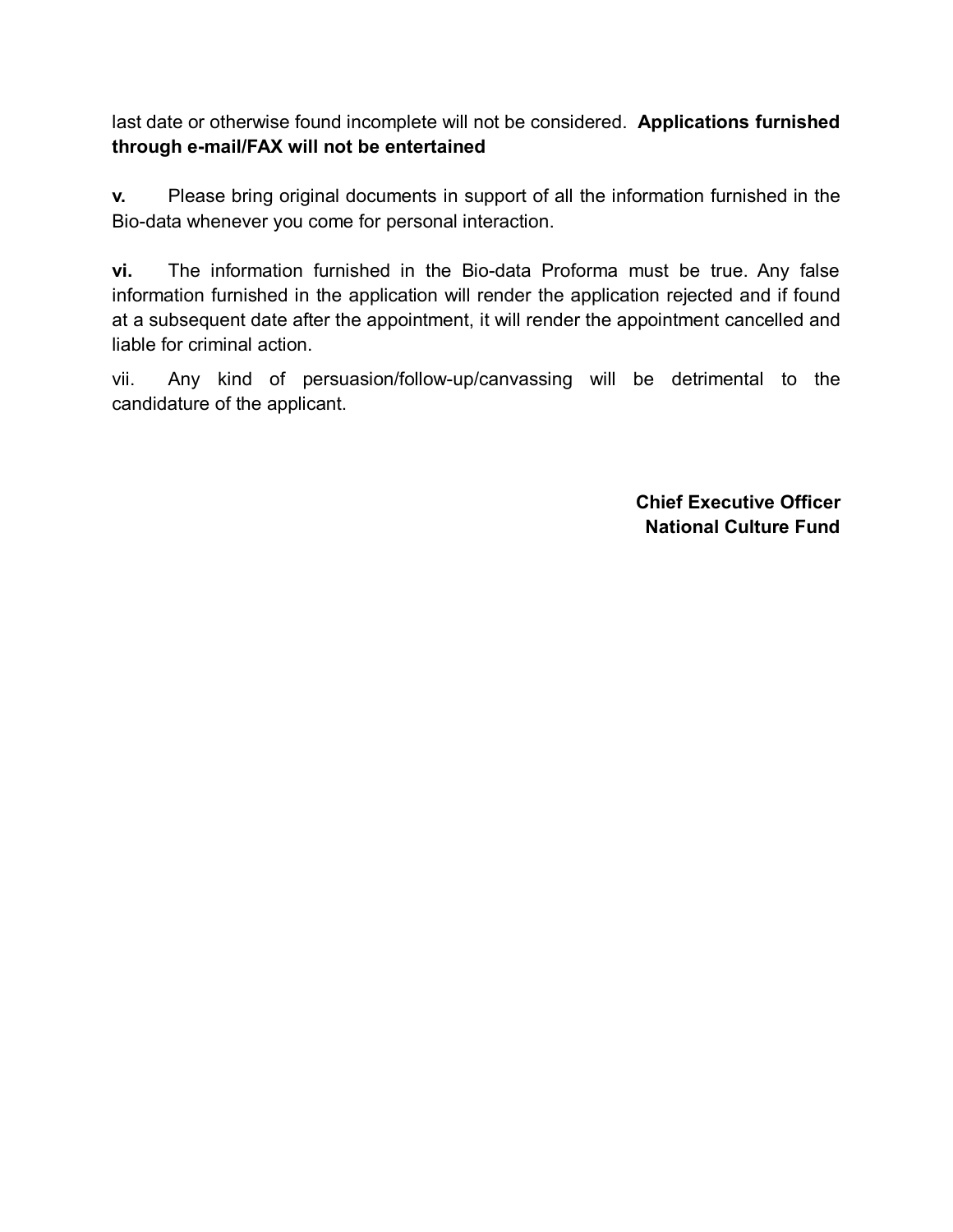last date or otherwise found incomplete will not be considered. **Applications furnished through e-mail/FAX will not be entertained**

**v.** Please bring original documents in support of all the information furnished in the Bio-data whenever you come for personal interaction.

**vi.** The information furnished in the Bio-data Proforma must be true. Any false information furnished in the application will render the application rejected and if found at a subsequent date after the appointment, it will render the appointment cancelled and liable for criminal action.

vii. Any kind of persuasion/follow-up/canvassing will be detrimental to the candidature of the applicant.

**Chief Executive Officer**
**National Culture Fund**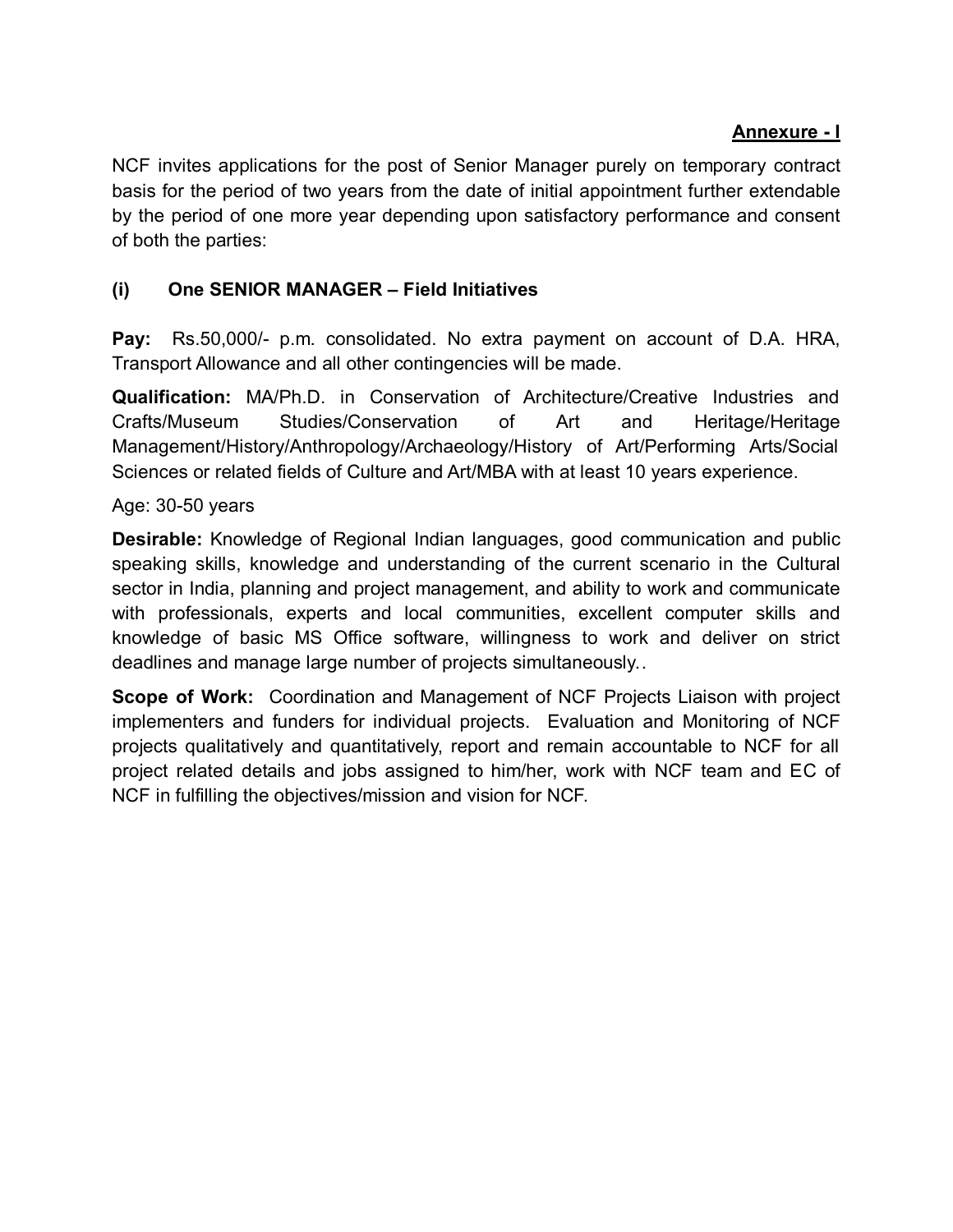**Annexure - I**

NCF invites applications for the post of Senior Manager purely on temporary contract basis for the period of two years from the date of initial appointment further extendable by the period of one more year depending upon satisfactory performance and consent of both the parties:

### (i) One SENIOR MANAGER – Field Initiatives

**Pay:** Rs.50,000/- p.m. consolidated. No extra payment on account of D.A. HRA, Transport Allowance and all other contingencies will be made.

**Qualification:** MA/Ph.D. in Conservation of Architecture/Creative Industries and Crafts/Museum Studies/Conservation of Art and Heritage/Heritage Management/History/Anthropology/Archaeology/History of Art/Performing Arts/Social Sciences or related fields of Culture and Art/MBA with at least 10 years experience.

Age: 30-50 years

**Desirable:** Knowledge of Regional Indian languages, good communication and public speaking skills, knowledge and understanding of the current scenario in the Cultural sector in India, planning and project management, and ability to work and communicate with professionals, experts and local communities, excellent computer skills and knowledge of basic MS Office software, willingness to work and deliver on strict deadlines and manage large number of projects simultaneously..

**Scope of Work:** Coordination and Management of NCF Projects Liaison with project implementers and funders for individual projects. Evaluation and Monitoring of NCF projects qualitatively and quantitatively, report and remain accountable to NCF for all project related details and jobs assigned to him/her, work with NCF team and EC of NCF in fulfilling the objectives/mission and vision for NCF.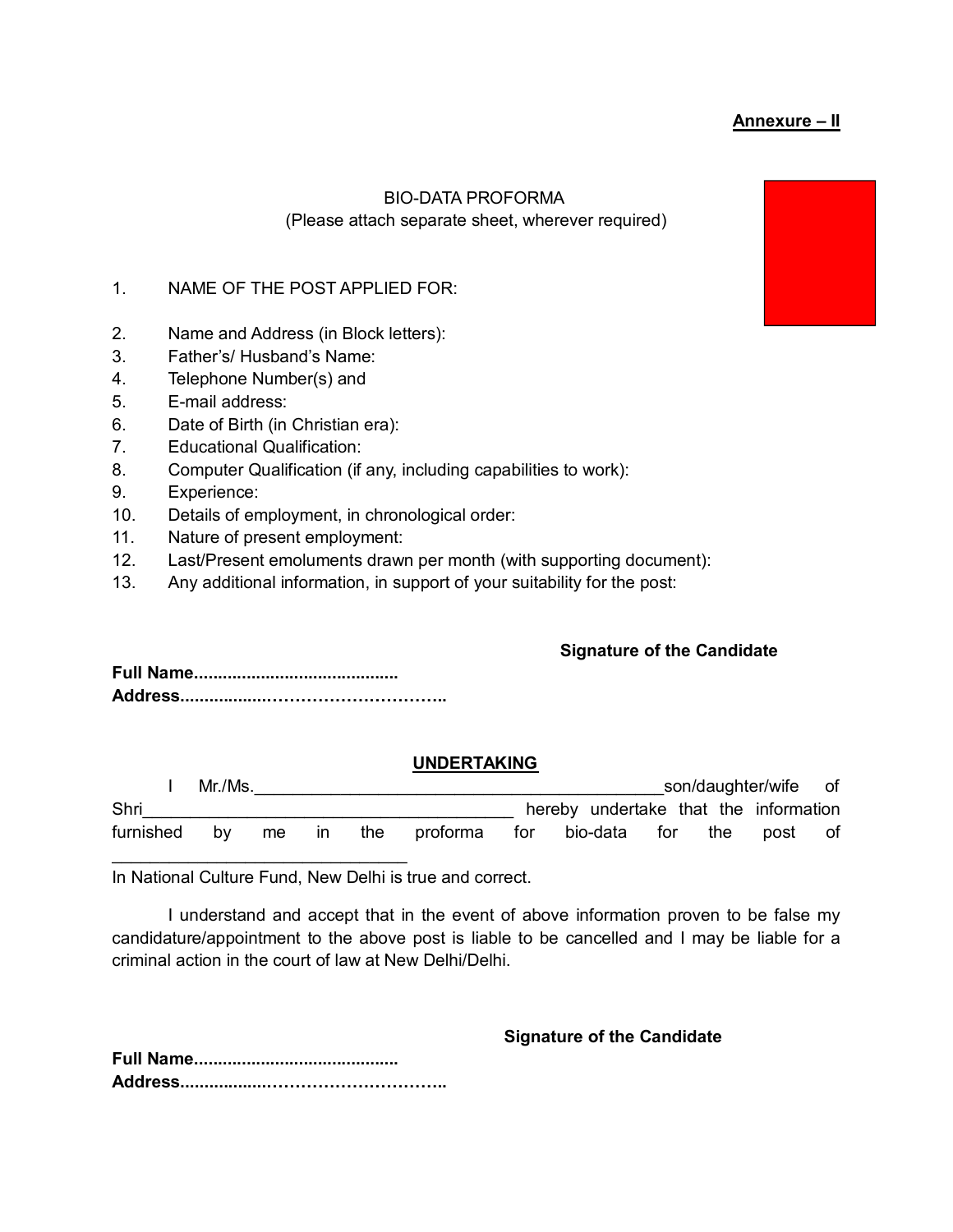**Annexure – II**

BIO-DATA PROFORMA

(Please attach separate sheet, wherever required)

1. NAME OF THE POST APPLIED FOR:

2. Name and Address (in Block letters):
3. Father's/ Husband's Name:
4. Telephone Number(s) and
5. E-mail address:
6. Date of Birth (in Christian era):
7. Educational Qualification:
8. Computer Qualification (if any, including capabilities to work):
9. Experience:
10. Details of employment, in chronological order:
11. Nature of present employment:
12. Last/Present emoluments drawn per month (with supporting document):
13. Any additional information, in support of your suitability for the post:

**Signature of the Candidate**

**Full Name..........................................**
**Address................………………………..**

**UNDERTAKING**

I Mr./Ms.____________________________________________son/daughter/wife of Shri________________________________________ hereby undertake that the information furnished by me in the proforma for bio-data for the post of ________________________________ In National Culture Fund, New Delhi is true and correct.

I understand and accept that in the event of above information proven to be false my candidature/appointment to the above post is liable to be cancelled and I may be liable for a criminal action in the court of law at New Delhi/Delhi.

**Signature of the Candidate**

**Full Name..........................................**
**Address................………………………..**